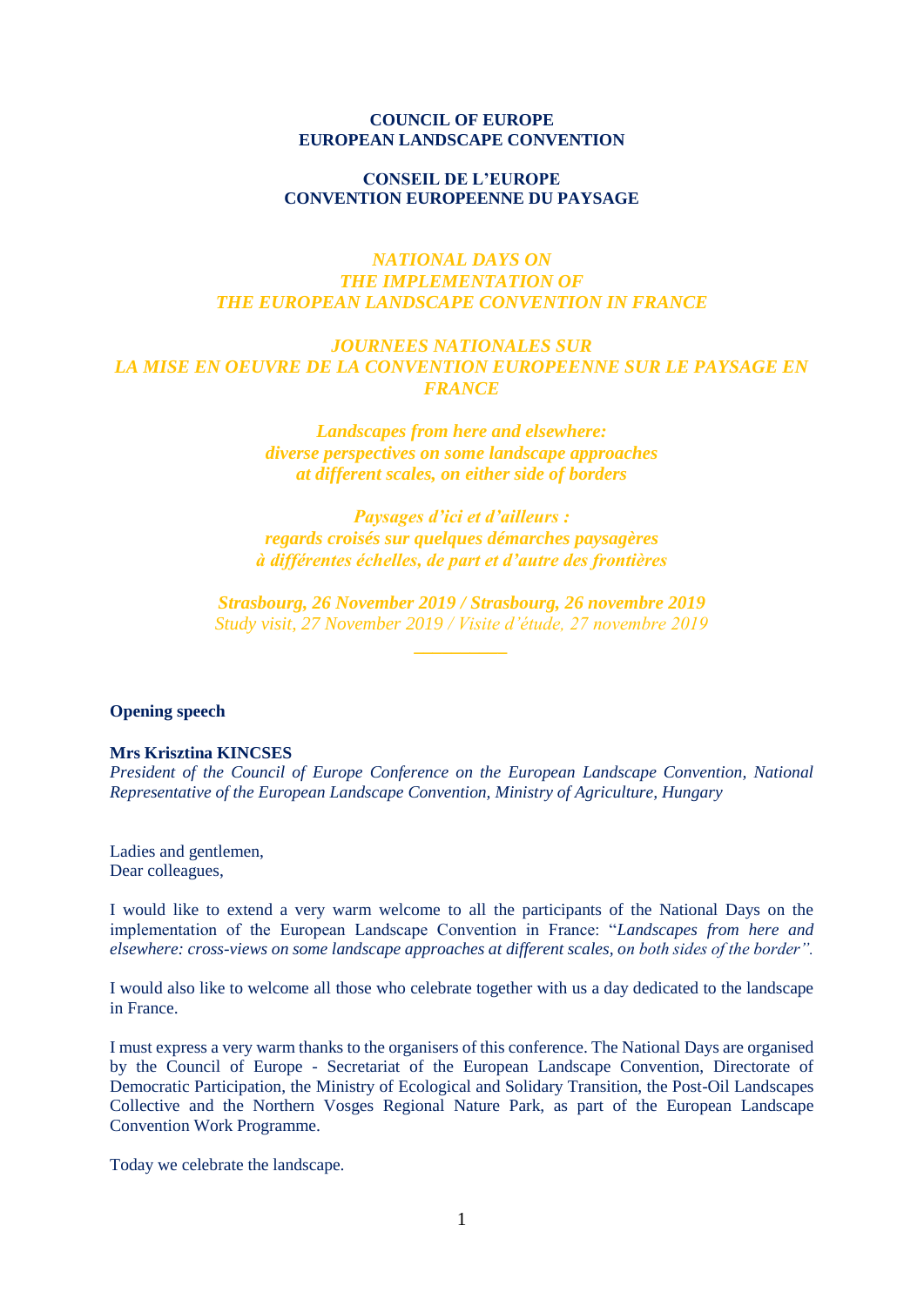**COUNCIL OF EUROPE**
**EUROPEAN LANDSCAPE CONVENTION**

**CONSEIL DE L'EUROPE**
**CONVENTION EUROPEENNE DU PAYSAGE**

***NATIONAL DAYS ON***
***THE IMPLEMENTATION OF***
***THE EUROPEAN LANDSCAPE CONVENTION IN FRANCE***

***JOURNEES NATIONALES SUR***
***LA MISE EN OEUVRE DE LA CONVENTION EUROPEENNE SUR LE PAYSAGE EN FRANCE***

***Landscapes from here and elsewhere:***
***diverse perspectives on some landscape approaches***
***at different scales, on either side of borders***

***Paysages d'ici et d'ailleurs :***
***regards croisés sur quelques démarches paysagères***
***à différentes échelles, de part et d'autre des frontières***

***Strasbourg, 26 November 2019 / Strasbourg, 26 novembre 2019***
*Study visit, 27 November 2019 / Visite d'étude, 27 novembre 2019*

---

**Opening speech**

**Mrs Krisztina KINCSES**
*President of the Council of Europe Conference on the European Landscape Convention, National Representative of the European Landscape Convention, Ministry of Agriculture, Hungary*

Ladies and gentlemen,
Dear colleagues,

I would like to extend a very warm welcome to all the participants of the National Days on the implementation of the European Landscape Convention in France: "*Landscapes from here and elsewhere: cross-views on some landscape approaches at different scales, on both sides of the border".*

I would also like to welcome all those who celebrate together with us a day dedicated to the landscape in France.

I must express a very warm thanks to the organisers of this conference. The National Days are organised by the Council of Europe - Secretariat of the European Landscape Convention, Directorate of Democratic Participation, the Ministry of Ecological and Solidary Transition, the Post-Oil Landscapes Collective and the Northern Vosges Regional Nature Park, as part of the European Landscape Convention Work Programme.

Today we celebrate the landscape.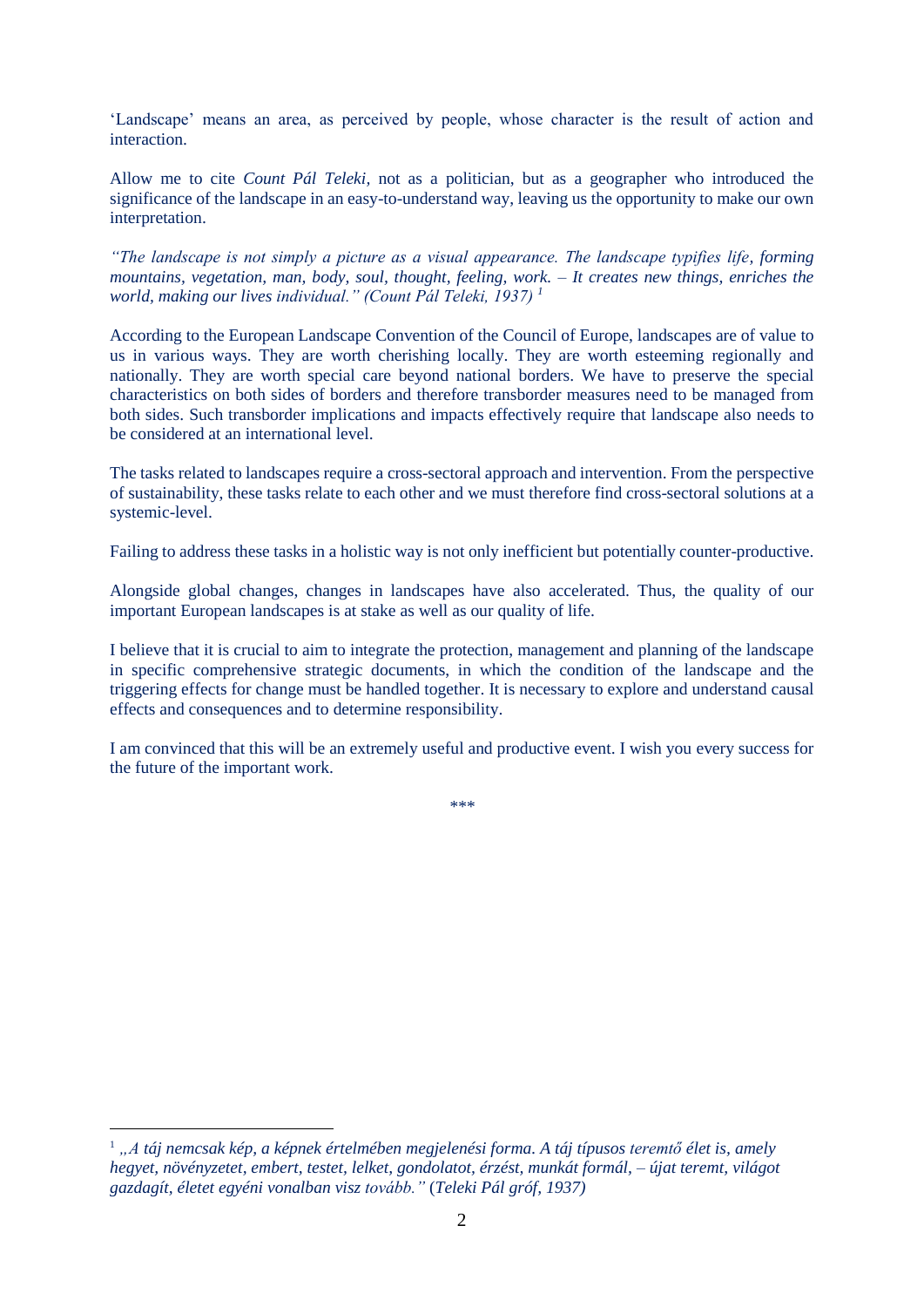'Landscape' means an area, as perceived by people, whose character is the result of action and interaction.

Allow me to cite *Count Pál Teleki*, not as a politician, but as a geographer who introduced the significance of the landscape in an easy-to-understand way, leaving us the opportunity to make our own interpretation.

*"The landscape is not simply a picture as a visual appearance. The landscape typifies life, forming mountains, vegetation, man, body, soul, thought, feeling, work. – It creates new things, enriches the world, making our lives individual." (Count Pál Teleki, 1937)* [1]

According to the European Landscape Convention of the Council of Europe, landscapes are of value to us in various ways. They are worth cherishing locally. They are worth esteeming regionally and nationally. They are worth special care beyond national borders. We have to preserve the special characteristics on both sides of borders and therefore transborder measures need to be managed from both sides. Such transborder implications and impacts effectively require that landscape also needs to be considered at an international level.

The tasks related to landscapes require a cross-sectoral approach and intervention. From the perspective of sustainability, these tasks relate to each other and we must therefore find cross-sectoral solutions at a systemic-level.

Failing to address these tasks in a holistic way is not only inefficient but potentially counter-productive.

Alongside global changes, changes in landscapes have also accelerated. Thus, the quality of our important European landscapes is at stake as well as our quality of life.

I believe that it is crucial to aim to integrate the protection, management and planning of the landscape in specific comprehensive strategic documents, in which the condition of the landscape and the triggering effects for change must be handled together. It is necessary to explore and understand causal effects and consequences and to determine responsibility.

I am convinced that this will be an extremely useful and productive event. I wish you every success for the future of the important work.

\*\*\*

---

[1] *„A táj nemcsak kép, a képnek értelmében megjelenési forma. A táj típusos teremtő élet is, amely hegyet, növényzetet, embert, testet, lelket, gondolatot, érzést, munkát formál, – újat teremt, világot gazdagít, életet egyéni vonalban visz tovább."* (*Teleki Pál gróf, 1937)*